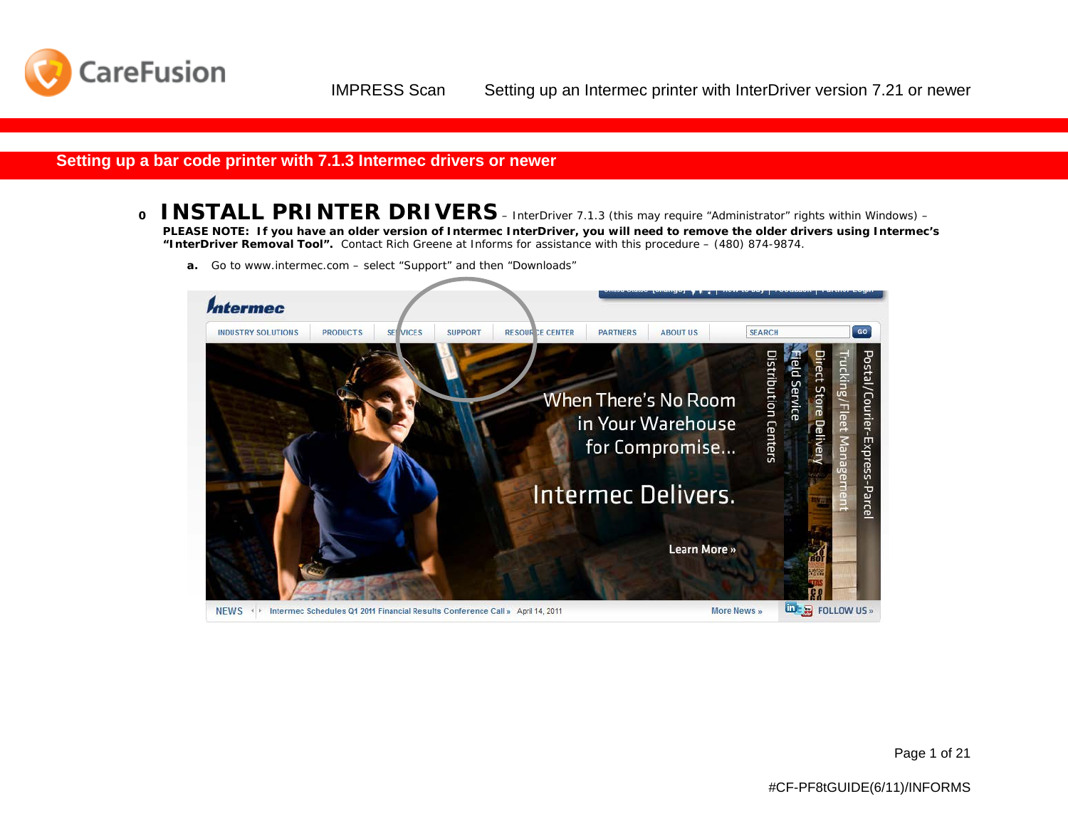## Setting up a bar code printer with 7.1.3 Intermec drivers or newer

- **INSTALL PRINTER DRIVERS** – InterDriver 7.1.3 (this may require "Administrator" rights within Windows) – **PLEASE NOTE: If you have an older version of Intermec InterDriver, you will need to remove the older drivers using Intermec's "InterDriver Removal Tool".** Contact Rich Greene at Informs for assistance with this procedure – (480) 874-9874.

  **a.** Go to www.intermec.com – select "Support" and then "Downloads"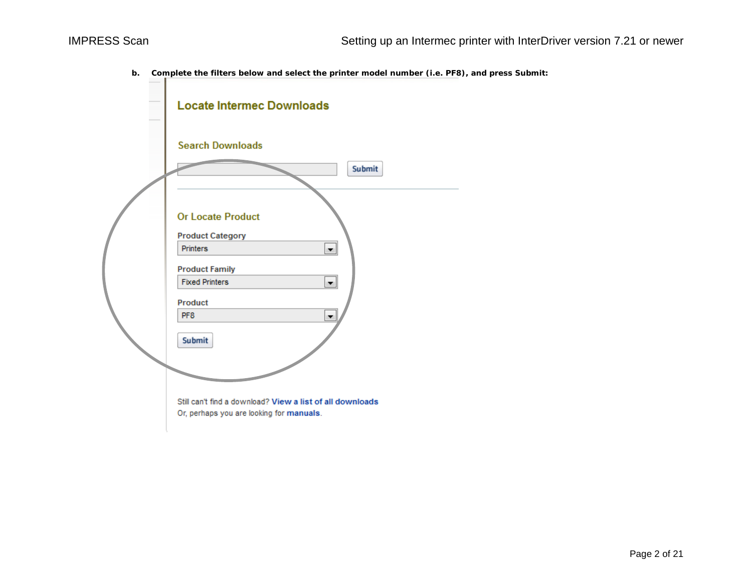**b. Complete the filters below and select the printer model number (i.e. PF8), and press Submit:**

Locate Intermec Downloads

Search Downloads

Submit

Or Locate Product

Product Category

Printers

Product Family

Fixed Printers

Product

PF8

Submit

Still can't find a download? View a list of all downloads

Or, perhaps you are looking for manuals.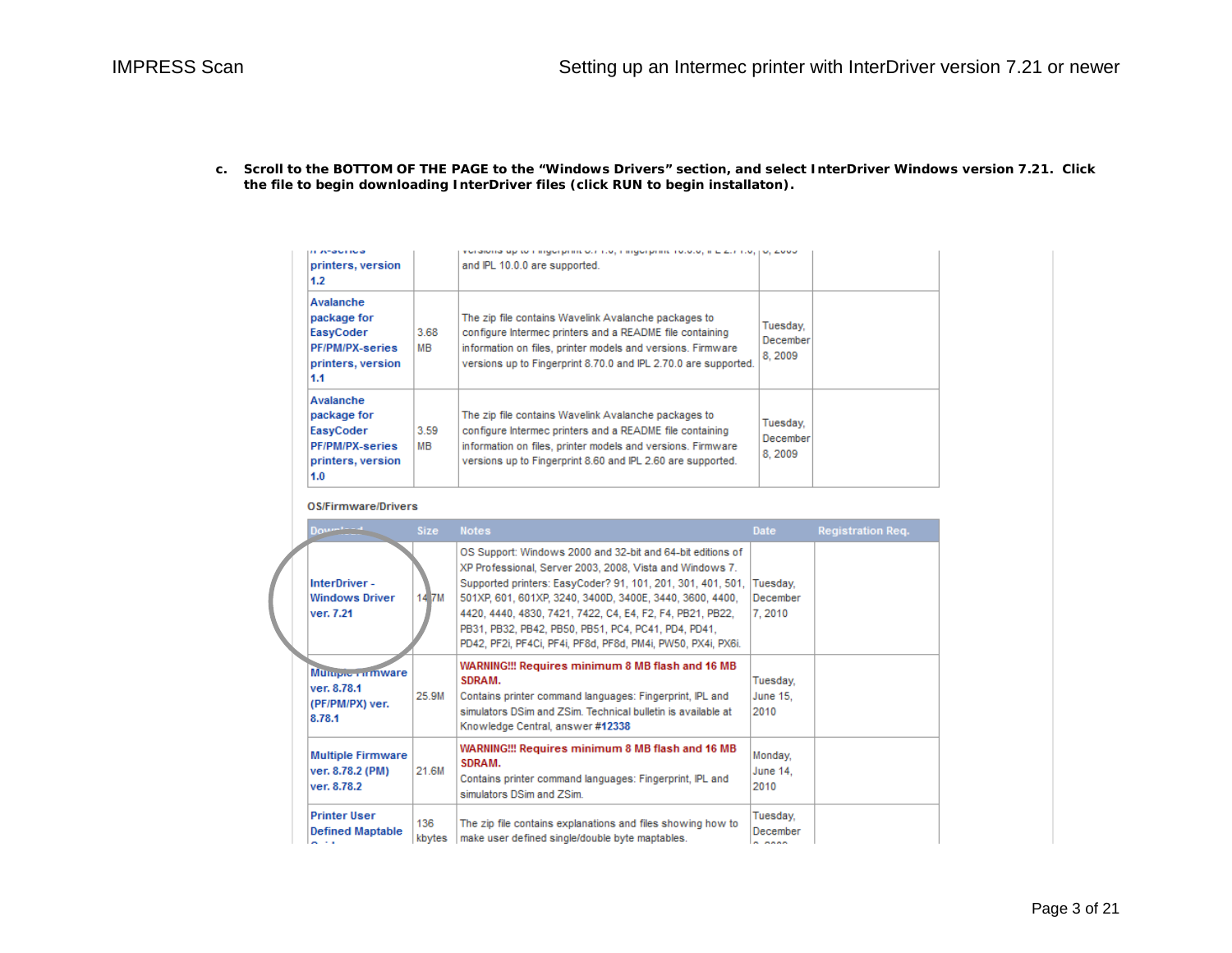c. **Scroll to the BOTTOM OF THE PAGE to the "Windows Drivers" section, and select InterDriver Windows version 7.21. Click the file to begin downloading InterDriver files (click RUN to begin installaton).**

| | | | | |
|---|---|---|---|---|
| ...X-series printers, version 1.2 | | ...versions up to Fingerprint 8.71.0, Fingerprint 10.0.0, IPL 2.71.0, and IPL 10.0.0 are supported. | ...8, 2009 | |
| Avalanche package for EasyCoder PF/PM/PX-series printers, version 1.1 | 3.68 MB | The zip file contains Wavelink Avalanche packages to configure Intermec printers and a README file containing information on files, printer models and versions. Firmware versions up to Fingerprint 8.70.0 and IPL 2.70.0 are supported. | Tuesday, December 8, 2009 | |
| Avalanche package for EasyCoder PF/PM/PX-series printers, version 1.0 | 3.59 MB | The zip file contains Wavelink Avalanche packages to configure Intermec printers and a README file containing information on files, printer models and versions. Firmware versions up to Fingerprint 8.60 and IPL 2.60 are supported. | Tuesday, December 8, 2009 | |

OS/Firmware/Drivers

| Download | Size | Notes | Date | Registration Req. |
|---|---|---|---|---|
| InterDriver - Windows Driver ver. 7.21 | 14.7M | OS Support: Windows 2000 and 32-bit and 64-bit editions of XP Professional, Server 2003, 2008, Vista and Windows 7. Supported printers: EasyCoder? 91, 101, 201, 301, 401, 501, 501XP, 601, 601XP, 3240, 3400D, 3400E, 3440, 3600, 4400, 4420, 4440, 4830, 7421, 7422, C4, E4, F2, F4, PB21, PB22, PB31, PB32, PB42, PB50, PB51, PC4, PC41, PD4, PD41, PD42, PF2i, PF4Ci, PF4i, PF8d, PF8d, PM4i, PW50, PX4i, PX6i. | Tuesday, December 7, 2010 | |
| Multiple Firmware ver. 8.78.1 (PF/PM/PX) ver. 8.78.1 | 25.9M | WARNING!!! Requires minimum 8 MB flash and 16 MB SDRAM. Contains printer command languages: Fingerprint, IPL and simulators DSim and ZSim. Technical bulletin is available at Knowledge Central, answer #12338 | Tuesday, June 15, 2010 | |
| Multiple Firmware ver. 8.78.2 (PM) ver. 8.78.2 | 21.6M | WARNING!!! Requires minimum 8 MB flash and 16 MB SDRAM. Contains printer command languages: Fingerprint, IPL and simulators DSim and ZSim. | Monday, June 14, 2010 | |
| Printer User Defined Maptable Guide | 136 kbytes | The zip file contains explanations and files showing how to make user defined single/double byte maptables. | Tuesday, December ... | |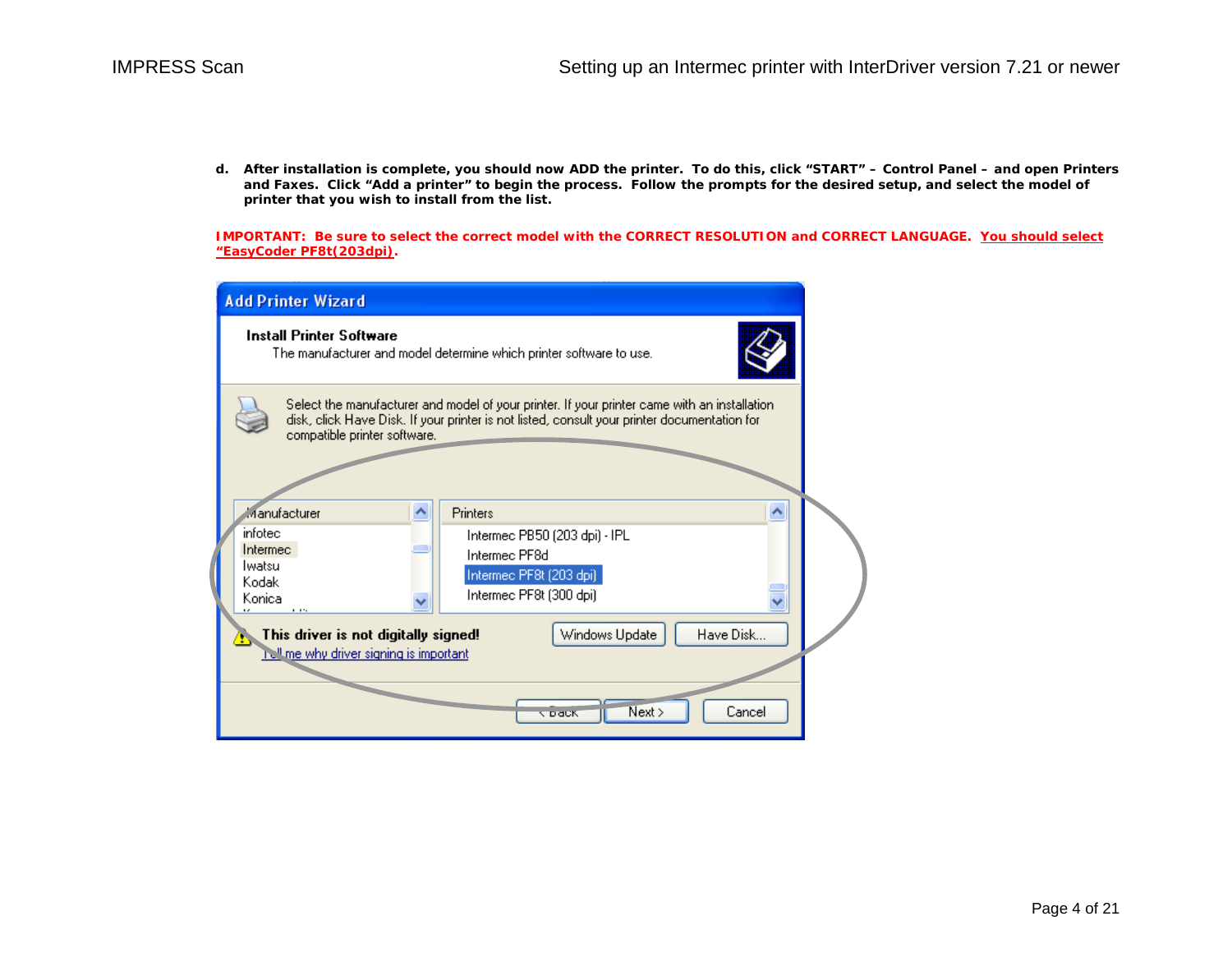**d. After installation is complete, you should now ADD the printer. To do this, click “START” – Control Panel – and open Printers and Faxes. Click “Add a printer” to begin the process. Follow the prompts for the desired setup, and select the model of printer that you wish to install from the list.**

**IMPORTANT: Be sure to select the correct model with the CORRECT RESOLUTION and CORRECT LANGUAGE. <u>You should select “EasyCoder PF8t(203dpi)</u>.**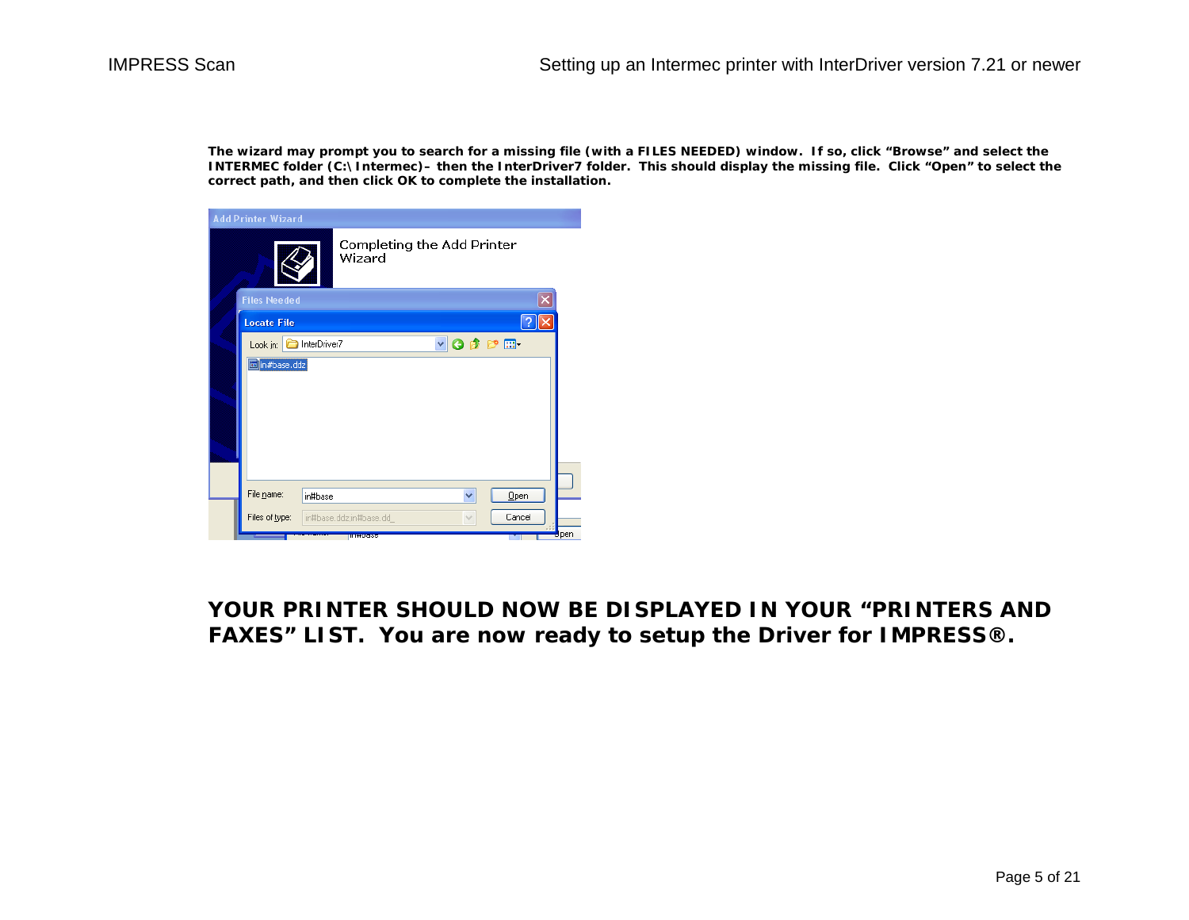**The wizard may prompt you to search for a missing file (with a FILES NEEDED) window. If so, click "Browse" and select the INTERMEC folder (C:\Intermec)– then the InterDriver7 folder. This should display the missing file. Click "Open" to select the correct path, and then click OK to complete the installation.**

**YOUR PRINTER SHOULD NOW BE DISPLAYED IN YOUR "PRINTERS AND FAXES" LIST. You are now ready to setup the Driver for IMPRESS®.**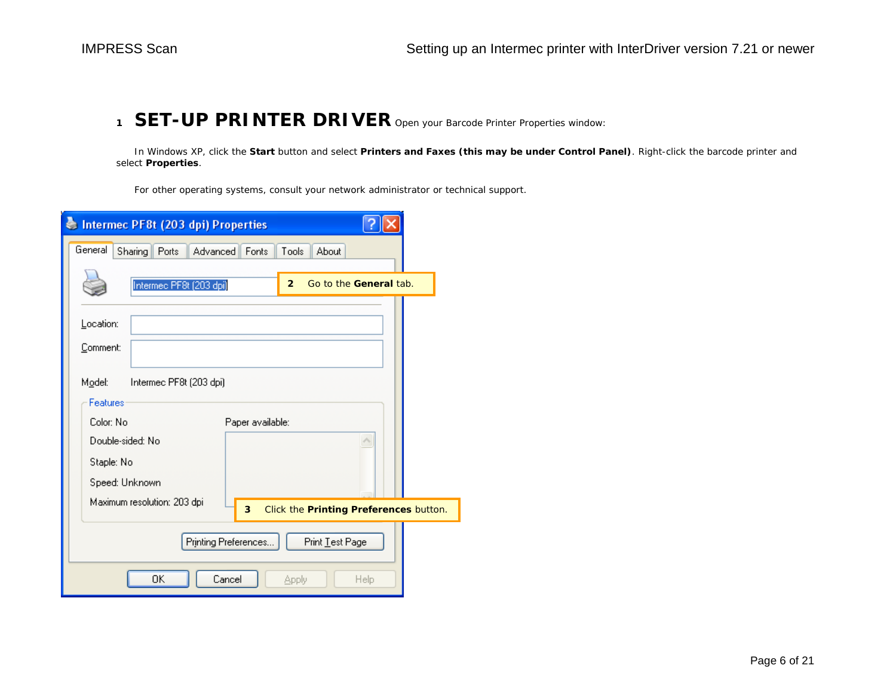# 1 SET-UP PRINTER DRIVER

Open your Barcode Printer Properties window:

In Windows XP, click the **Start** button and select **Printers and Faxes (this may be under Control Panel)**. Right-click the barcode printer and select **Properties**.

For other operating systems, consult your network administrator or technical support.

Intermec PF8t (203 dpi) Properties

General | Sharing | Ports | Advanced | Fonts | Tools | About

Intermec PF8t (203 dpi)

**2** Go to the **General** tab.

Location:

Comment:

Model: Intermec PF8t (203 dpi)

Features

Color: No

Double-sided: No

Staple: No

Speed: Unknown

Maximum resolution: 203 dpi

Paper available:

**3** Click the **Printing Preferences** button.

Printing Preferences... | Print Test Page

OK | Cancel | Apply | Help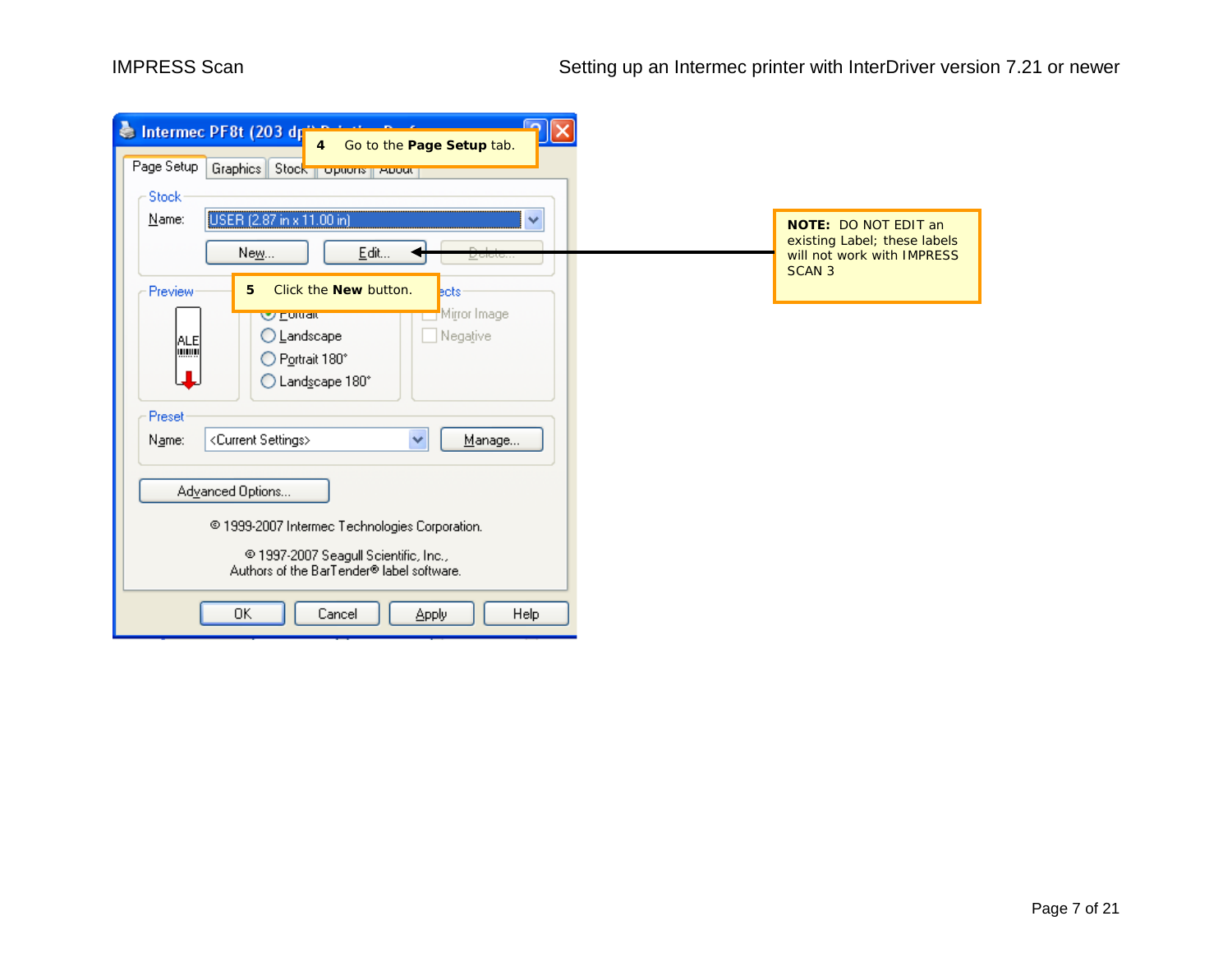4 Go to the **Page Setup** tab.

5 Click the **New** button.

**NOTE:** DO NOT EDIT an existing Label; these labels will not work with IMPRESS SCAN 3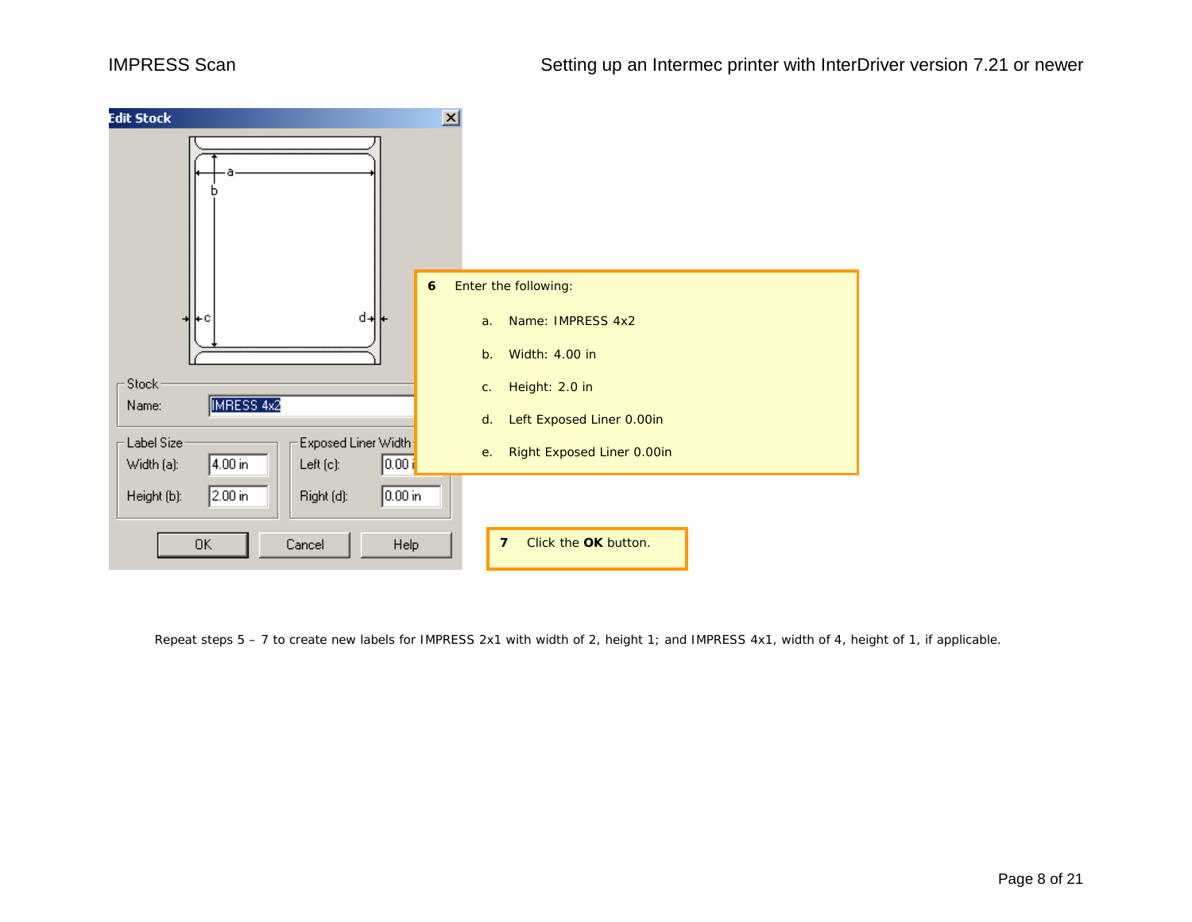6 Enter the following:

a. Name: IMPRESS 4x2

b. Width: 4.00 in

c. Height: 2.0 in

d. Left Exposed Liner 0.00in

e. Right Exposed Liner 0.00in

7 Click the **OK** button.

Repeat steps 5 – 7 to create new labels for IMPRESS 2x1 with width of 2, height 1; and IMPRESS 4x1, width of 4, height of 1, if applicable.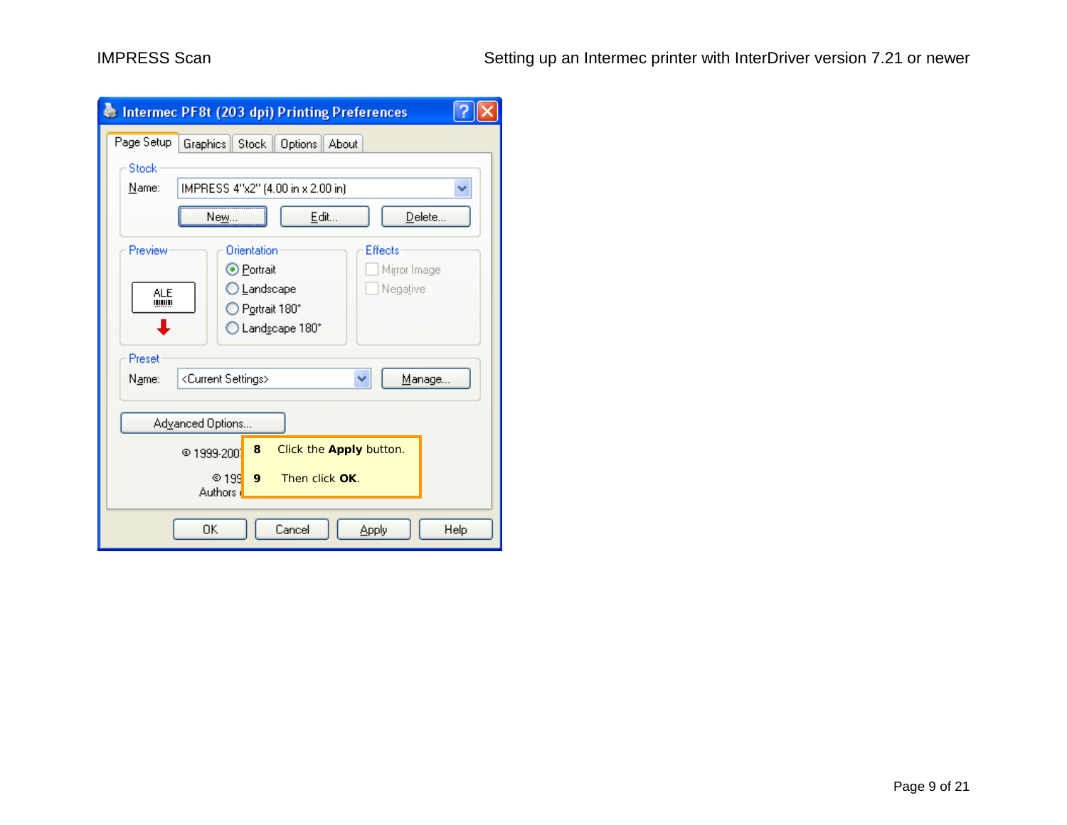Intermec PF8t (203 dpi) Printing Preferences

Page Setup | Graphics | Stock | Options | About

Stock

Name: IMPRESS 4"x2" (4.00 in x 2.00 in)

New... Edit... Delete...

Preview

Orientation

- Portrait
- Landscape
- Portrait 180°
- Landscape 180°

Effects

- Mirror Image
- Negative

Preset

Name: <Current Settings> Manage...

Advanced Options...

© 1999-2007

© 199

Authors

**8** Click the **Apply** button.

**9** Then click **OK**.

OK | Cancel | Apply | Help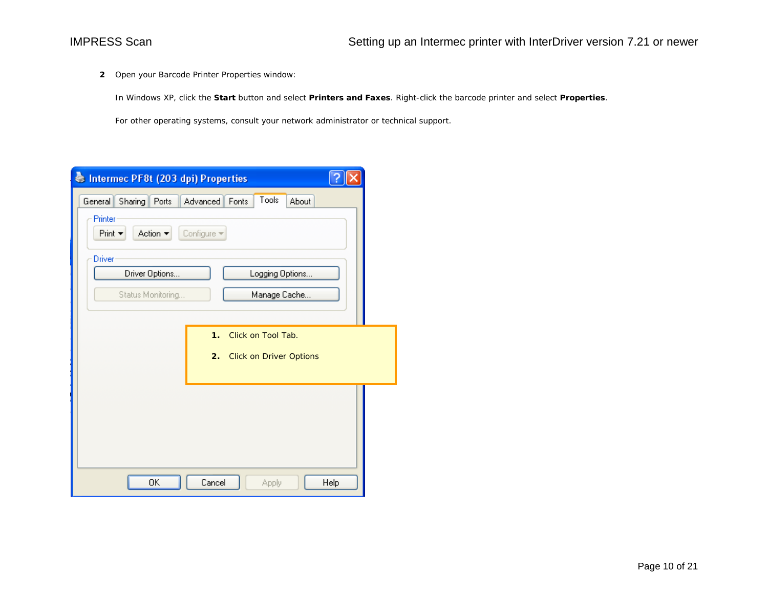2 Open your Barcode Printer Properties window:

In Windows XP, click the **Start** button and select **Printers and Faxes**. Right-click the barcode printer and select **Properties**.

For other operating systems, consult your network administrator or technical support.

1. Click on Tool Tab.
2. Click on Driver Options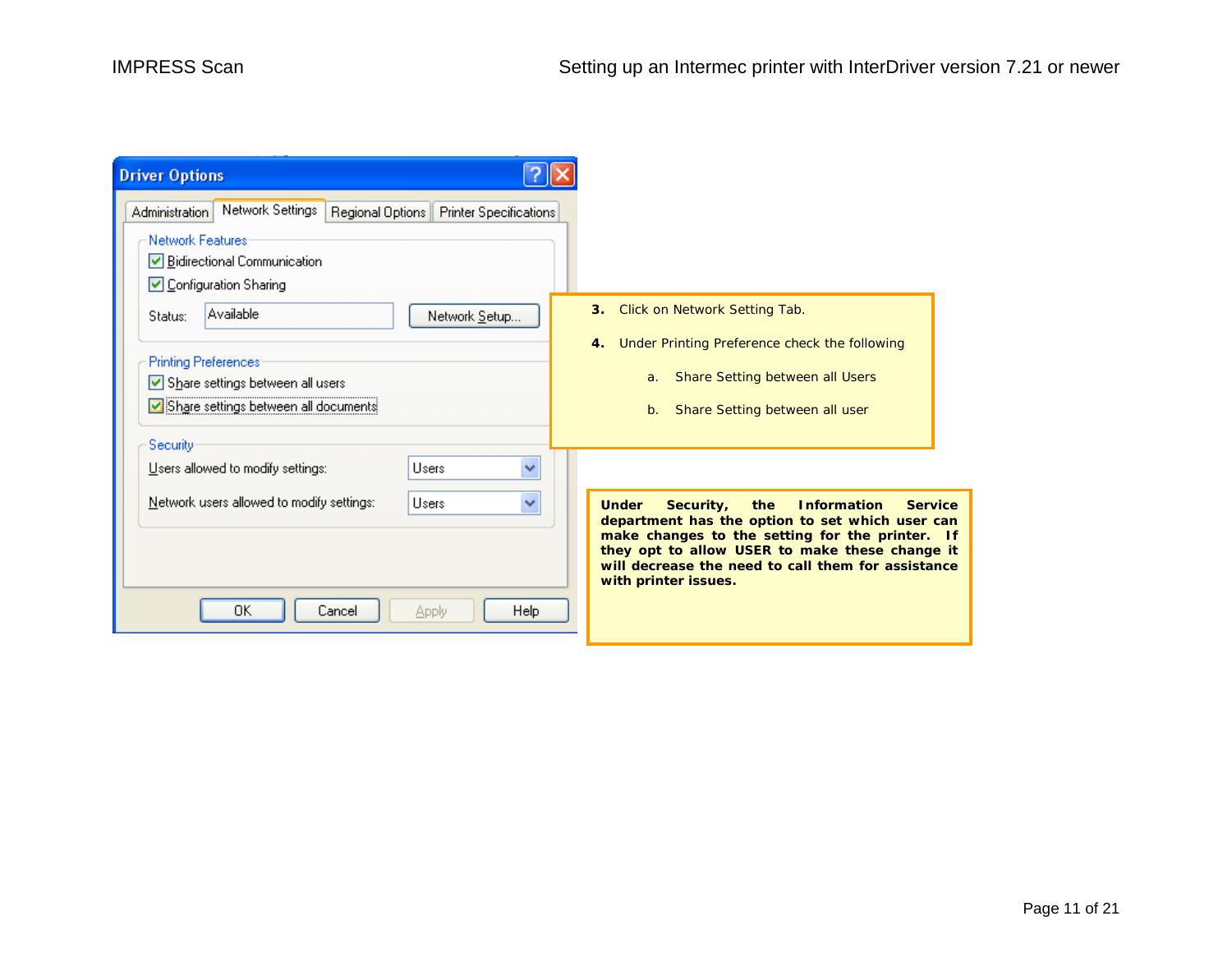3. Click on Network Setting Tab.
4. Under Printing Preference check the following
    a. Share Setting between all Users
    b. Share Setting between all user

**Under Security, the Information Service department has the option to set which user can make changes to the setting for the printer. If they opt to allow USER to make these change it will decrease the need to call them for assistance with printer issues.**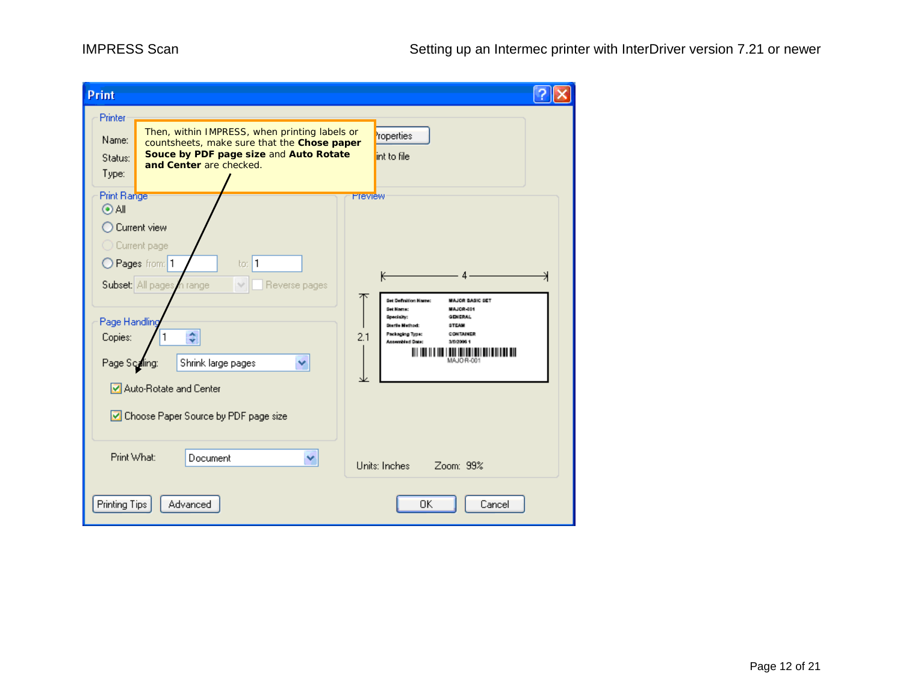Then, within IMPRESS, when printing labels or countsheets, make sure that the **Chose paper Souce by PDF page size** and **Auto Rotate and Center** are checked.

**Print**

Printer

Name:

Status:

Type:

Properties

Print to file

Print Range

- All
- Current view
- Current page
- Pages from: 1 to: 1

Subset: All pages in range

Reverse pages

Page Handling

Copies: 1

Page Scaling: Shrink large pages

- [x] Auto-Rotate and Center
- [x] Choose Paper Source by PDF page size

Print What: Document

Preview

4

2.1

| | |
|---|---|
| Set Definition Name: | MAJOR BASIC SET |
| Set Name: | MAJOR-001 |
| Specialty: | GENERAL |
| Sterile Method: | STEAM |
| Packaging Type: | CONTAINER |
| Assembled Date: | 3/5/2006 1 |

MAJOR-001

Units: Inches    Zoom: 99%

Printing Tips    Advanced    OK    Cancel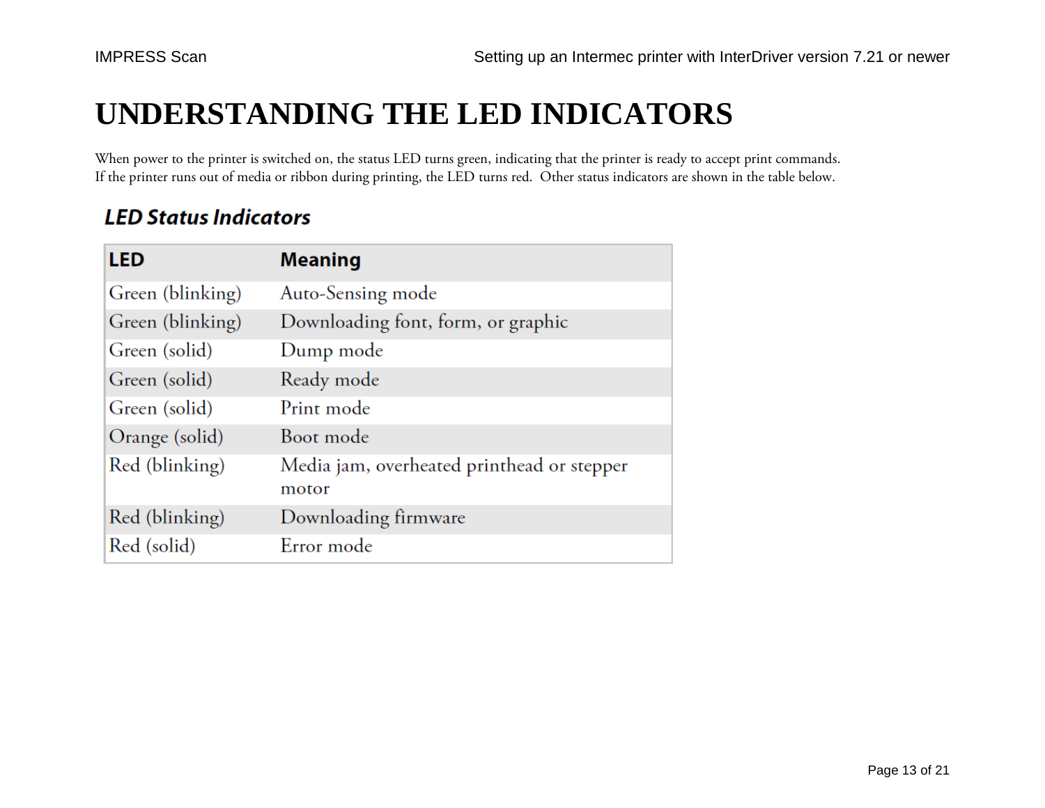# UNDERSTANDING THE LED INDICATORS

When power to the printer is switched on, the status LED turns green, indicating that the printer is ready to accept print commands. If the printer runs out of media or ribbon during printing, the LED turns red. Other status indicators are shown in the table below.

## *LED Status Indicators*

| LED | Meaning |
|---|---|
| Green (blinking) | Auto-Sensing mode |
| Green (blinking) | Downloading font, form, or graphic |
| Green (solid) | Dump mode |
| Green (solid) | Ready mode |
| Green (solid) | Print mode |
| Orange (solid) | Boot mode |
| Red (blinking) | Media jam, overheated printhead or stepper motor |
| Red (blinking) | Downloading firmware |
| Red (solid) | Error mode |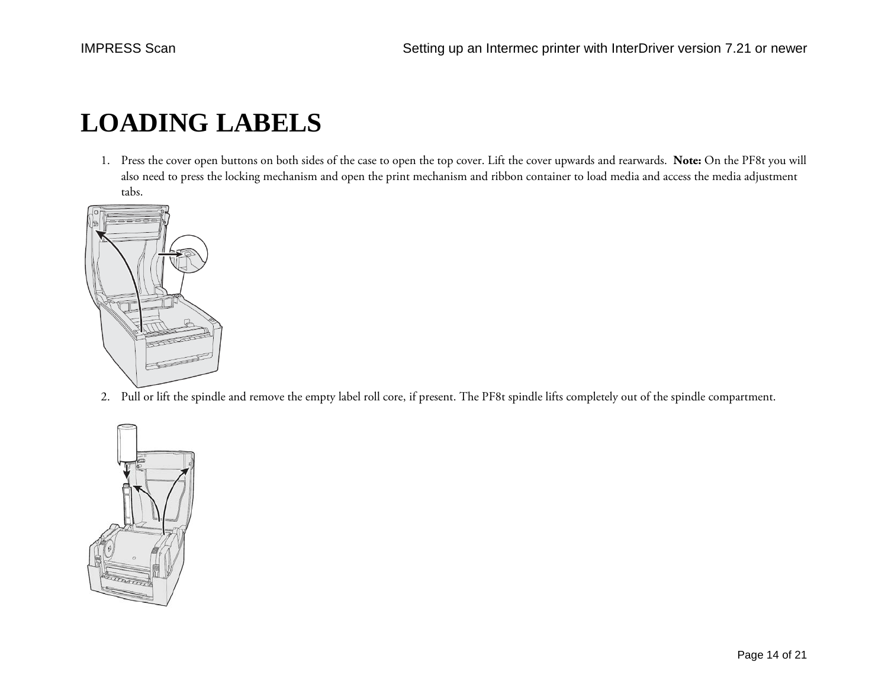# LOADING LABELS

1. Press the cover open buttons on both sides of the case to open the top cover. Lift the cover upwards and rearwards. **Note:** On the PF8t you will also need to press the locking mechanism and open the print mechanism and ribbon container to load media and access the media adjustment tabs.

2. Pull or lift the spindle and remove the empty label roll core, if present. The PF8t spindle lifts completely out of the spindle compartment.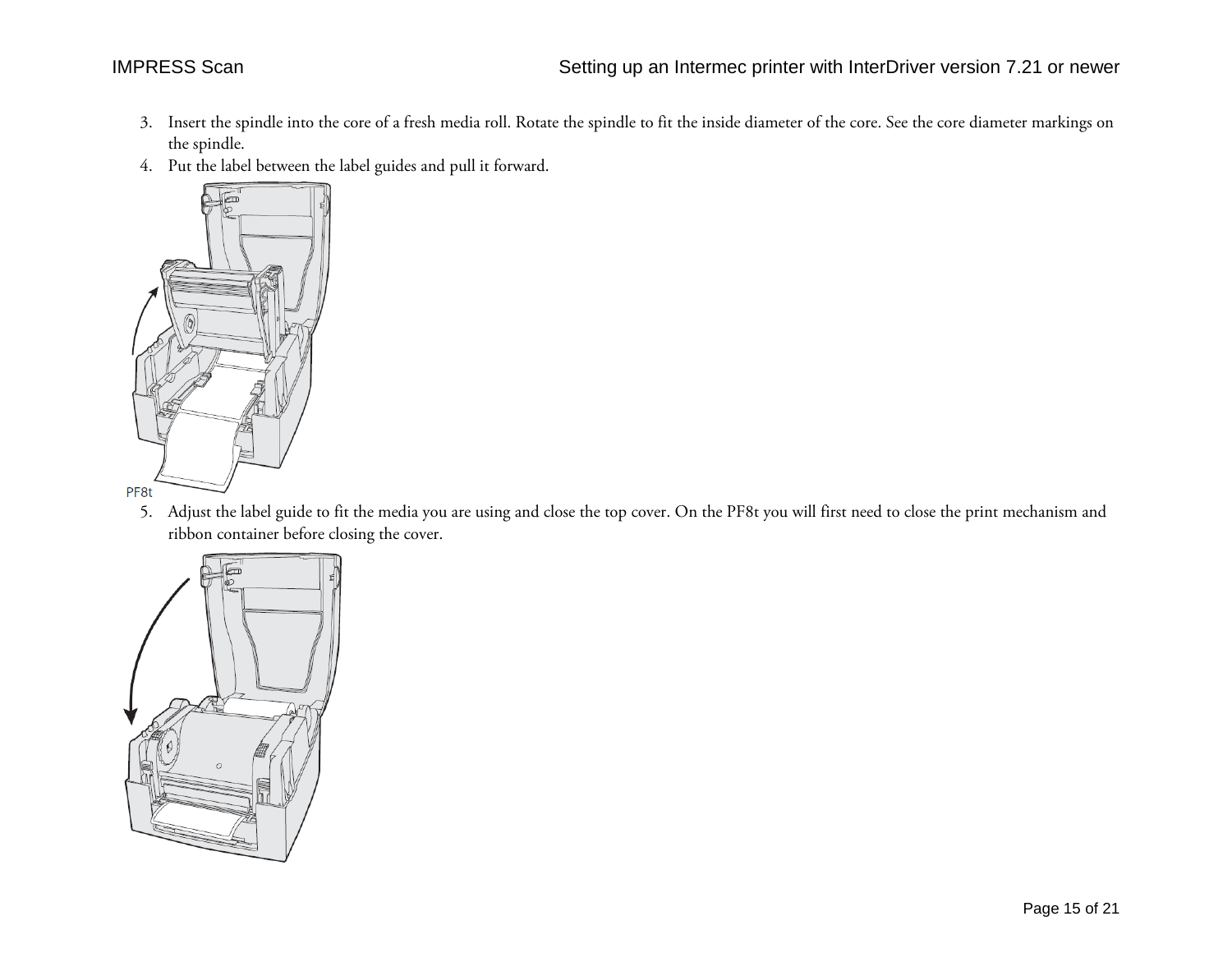3. Insert the spindle into the core of a fresh media roll. Rotate the spindle to fit the inside diameter of the core. See the core diameter markings on the spindle.
4. Put the label between the label guides and pull it forward.

PF8t

5. Adjust the label guide to fit the media you are using and close the top cover. On the PF8t you will first need to close the print mechanism and ribbon container before closing the cover.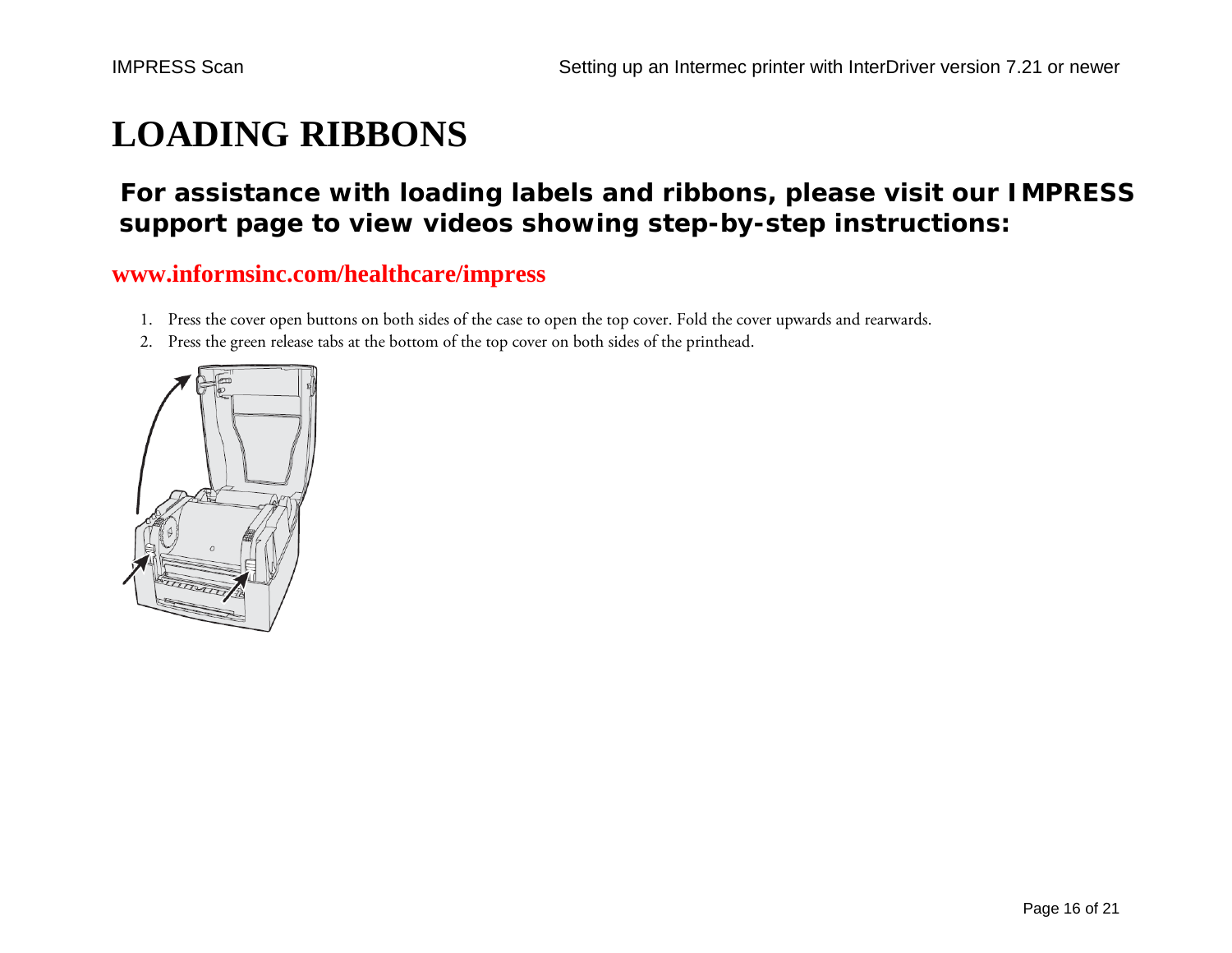# LOADING RIBBONS

## For assistance with loading labels and ribbons, please visit our IMPRESS support page to view videos showing step-by-step instructions:

**www.informsinc.com/healthcare/impress**

1. Press the cover open buttons on both sides of the case to open the top cover. Fold the cover upwards and rearwards.
2. Press the green release tabs at the bottom of the top cover on both sides of the printhead.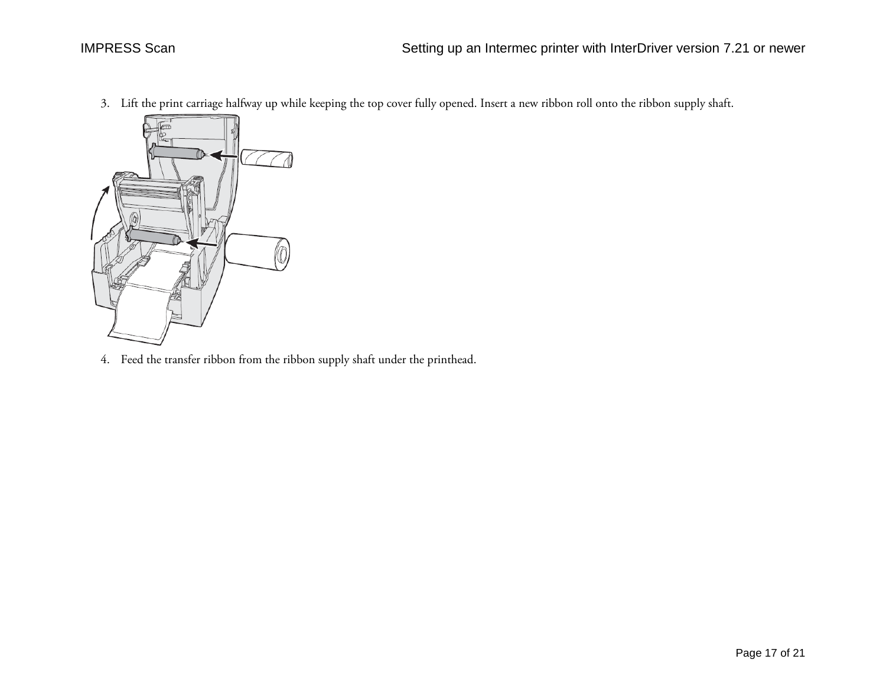3. Lift the print carriage halfway up while keeping the top cover fully opened. Insert a new ribbon roll onto the ribbon supply shaft.

4. Feed the transfer ribbon from the ribbon supply shaft under the printhead.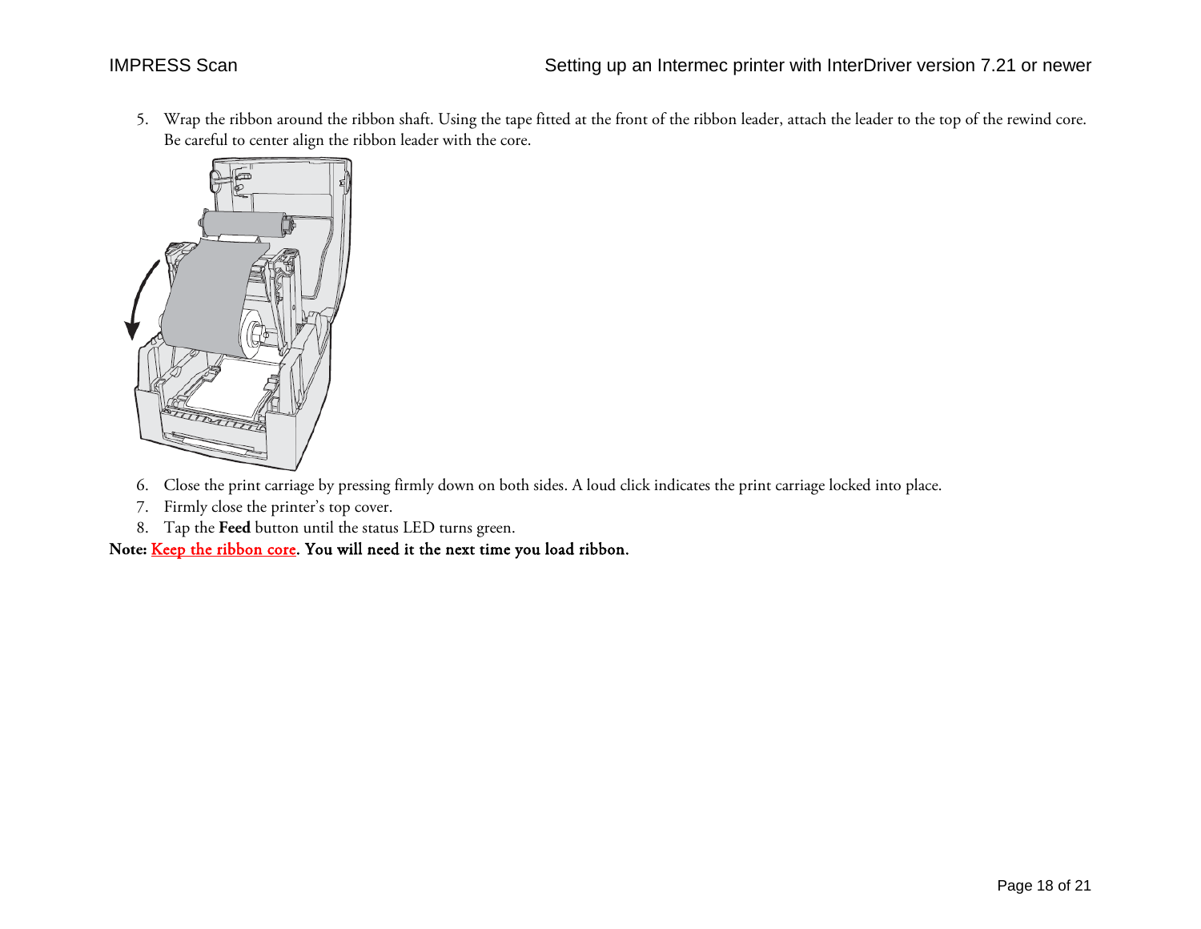5. Wrap the ribbon around the ribbon shaft. Using the tape fitted at the front of the ribbon leader, attach the leader to the top of the rewind core. Be careful to center align the ribbon leader with the core.
6. Close the print carriage by pressing firmly down on both sides. A loud click indicates the print carriage locked into place.
7. Firmly close the printer's top cover.
8. Tap the **Feed** button until the status LED turns green.

**Note: Keep the ribbon core. You will need it the next time you load ribbon.**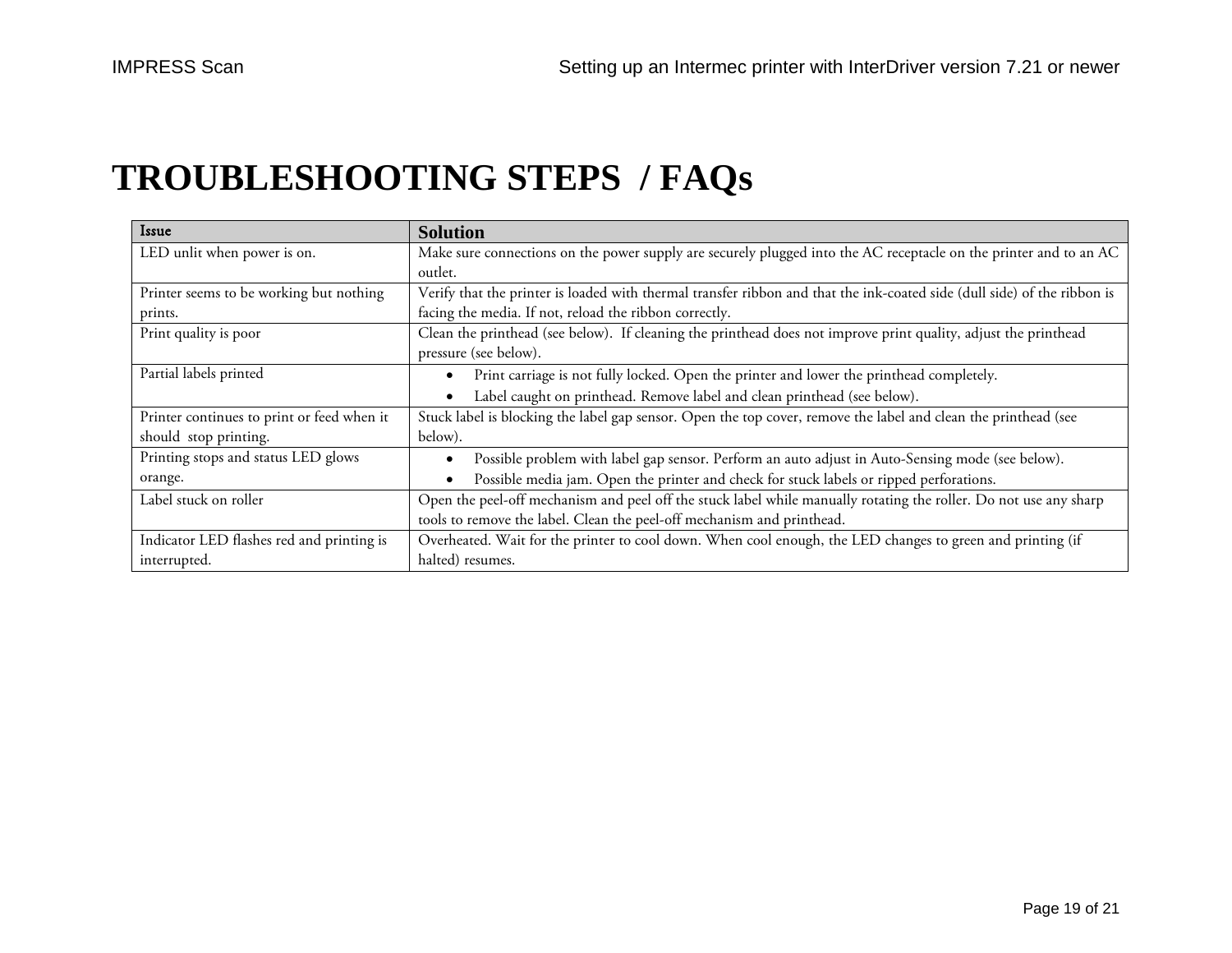# TROUBLESHOOTING STEPS / FAQs

| Issue | Solution |
|---|---|
| LED unlit when power is on. | Make sure connections on the power supply are securely plugged into the AC receptacle on the printer and to an AC outlet. |
| Printer seems to be working but nothing prints. | Verify that the printer is loaded with thermal transfer ribbon and that the ink-coated side (dull side) of the ribbon is facing the media. If not, reload the ribbon correctly. |
| Print quality is poor | Clean the printhead (see below). If cleaning the printhead does not improve print quality, adjust the printhead pressure (see below). |
| Partial labels printed | • Print carriage is not fully locked. Open the printer and lower the printhead completely.<br>• Label caught on printhead. Remove label and clean printhead (see below). |
| Printer continues to print or feed when it should stop printing. | Stuck label is blocking the label gap sensor. Open the top cover, remove the label and clean the printhead (see below). |
| Printing stops and status LED glows orange. | • Possible problem with label gap sensor. Perform an auto adjust in Auto-Sensing mode (see below).<br>• Possible media jam. Open the printer and check for stuck labels or ripped perforations. |
| Label stuck on roller | Open the peel-off mechanism and peel off the stuck label while manually rotating the roller. Do not use any sharp tools to remove the label. Clean the peel-off mechanism and printhead. |
| Indicator LED flashes red and printing is interrupted. | Overheated. Wait for the printer to cool down. When cool enough, the LED changes to green and printing (if halted) resumes. |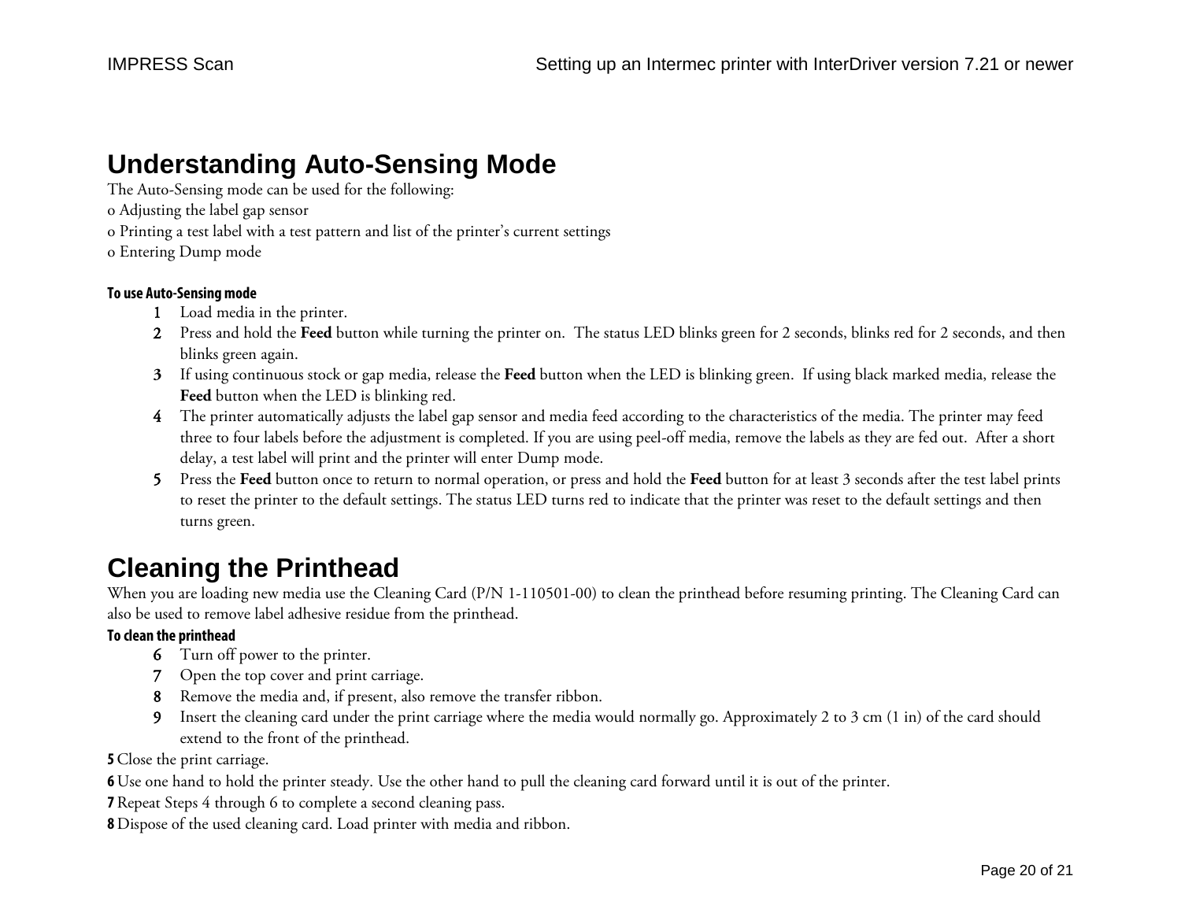## Understanding Auto-Sensing Mode

The Auto-Sensing mode can be used for the following:

o Adjusting the label gap sensor

o Printing a test label with a test pattern and list of the printer's current settings

o Entering Dump mode

#### To use Auto-Sensing mode

1. Load media in the printer.
2. Press and hold the **Feed** button while turning the printer on. The status LED blinks green for 2 seconds, blinks red for 2 seconds, and then blinks green again.
3. If using continuous stock or gap media, release the **Feed** button when the LED is blinking green. If using black marked media, release the **Feed** button when the LED is blinking red.
4. The printer automatically adjusts the label gap sensor and media feed according to the characteristics of the media. The printer may feed three to four labels before the adjustment is completed. If you are using peel-off media, remove the labels as they are fed out. After a short delay, a test label will print and the printer will enter Dump mode.
5. Press the **Feed** button once to return to normal operation, or press and hold the **Feed** button for at least 3 seconds after the test label prints to reset the printer to the default settings. The status LED turns red to indicate that the printer was reset to the default settings and then turns green.

## Cleaning the Printhead

When you are loading new media use the Cleaning Card (P/N 1-110501-00) to clean the printhead before resuming printing. The Cleaning Card can also be used to remove label adhesive residue from the printhead.

#### To clean the printhead

6. Turn off power to the printer.
7. Open the top cover and print carriage.
8. Remove the media and, if present, also remove the transfer ribbon.
9. Insert the cleaning card under the print carriage where the media would normally go. Approximately 2 to 3 cm (1 in) of the card should extend to the front of the printhead.

**5** Close the print carriage.

**6** Use one hand to hold the printer steady. Use the other hand to pull the cleaning card forward until it is out of the printer.

**7** Repeat Steps 4 through 6 to complete a second cleaning pass.

**8** Dispose of the used cleaning card. Load printer with media and ribbon.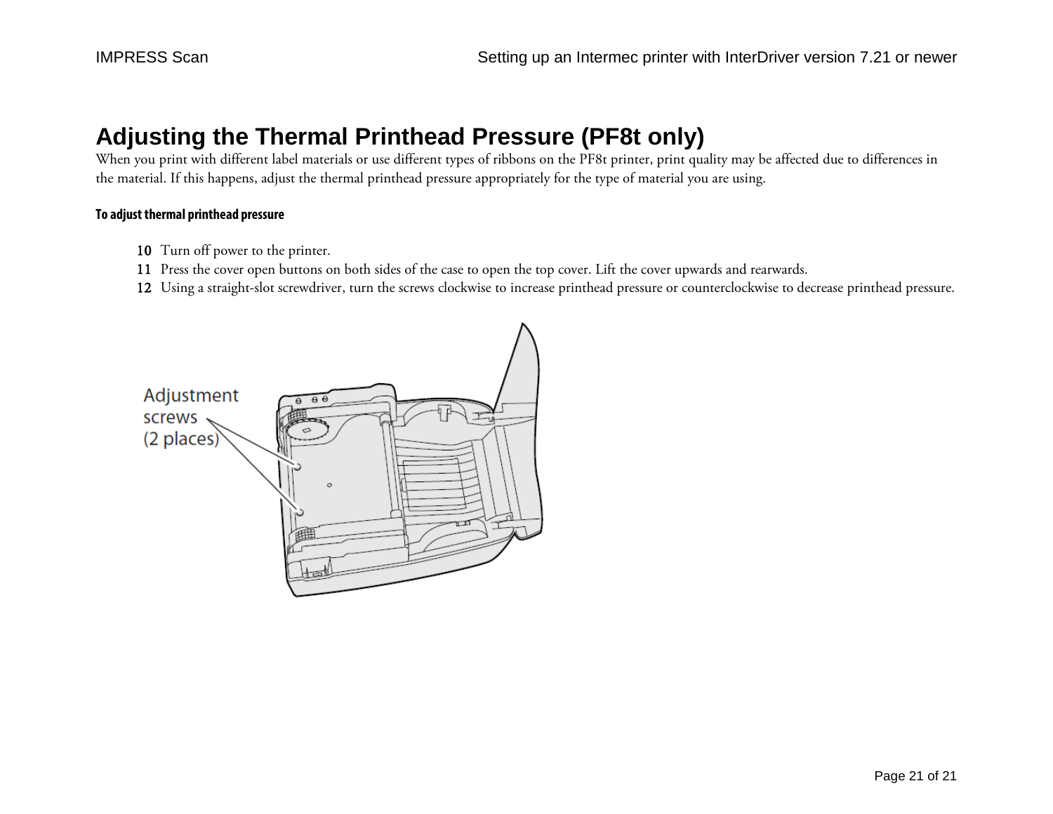# Adjusting the Thermal Printhead Pressure (PF8t only)

When you print with different label materials or use different types of ribbons on the PF8t printer, print quality may be affected due to differences in the material. If this happens, adjust the thermal printhead pressure appropriately for the type of material you are using.

**To adjust thermal printhead pressure**

10 Turn off power to the printer.
11 Press the cover open buttons on both sides of the case to open the top cover. Lift the cover upwards and rearwards.
12 Using a straight-slot screwdriver, turn the screws clockwise to increase printhead pressure or counterclockwise to decrease printhead pressure.

Adjustment screws (2 places)